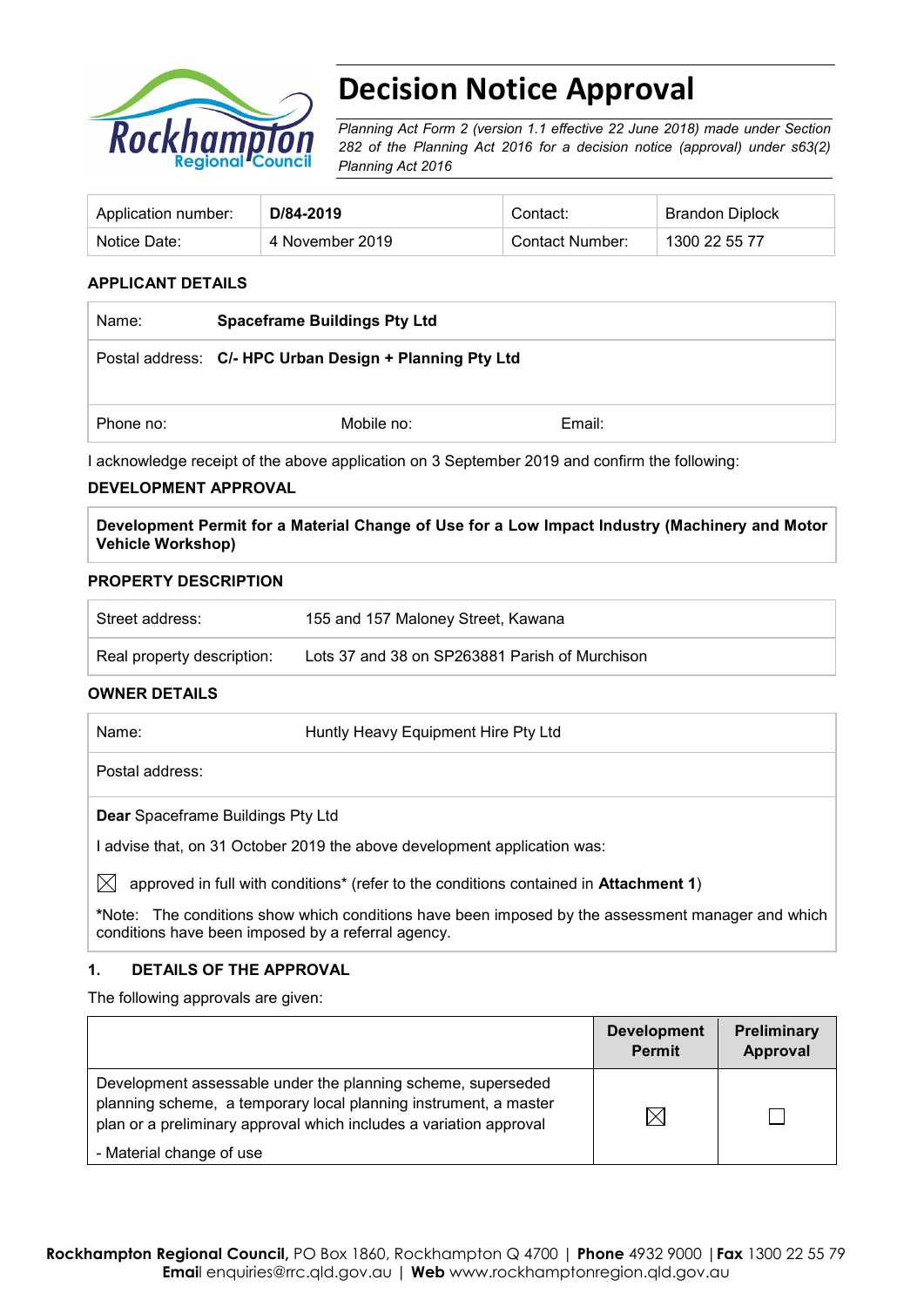# Decision Notice Approval

*Planning Act Form 2 (version 1.1 effective 22 June 2018) made under Section 282 of the Planning Act 2016 for a decision notice (approval) under s63(2) Planning Act 2016*

| Application number: | **D/84-2019** | Contact: | Brandon Diplock |
|---|---|---|---|
| Notice Date: | 4 November 2019 | Contact Number: | 1300 22 55 77 |

## APPLICANT DETAILS

| Name: | **Spaceframe Buildings Pty Ltd** | |
|---|---|---|
| Postal address: | **C/- HPC Urban Design + Planning Pty Ltd** | |
| Phone no: | Mobile no: | Email: |

I acknowledge receipt of the above application on 3 September 2019 and confirm the following:

## DEVELOPMENT APPROVAL

**Development Permit for a Material Change of Use for a Low Impact Industry (Machinery and Motor Vehicle Workshop)**

## PROPERTY DESCRIPTION

| Street address: | 155 and 157 Maloney Street, Kawana |
|---|---|
| Real property description: | Lots 37 and 38 on SP263881 Parish of Murchison |

## OWNER DETAILS

| Name: | Huntly Heavy Equipment Hire Pty Ltd |
|---|---|
| Postal address: | |

**Dear** Spaceframe Buildings Pty Ltd

I advise that, on 31 October 2019 the above development application was:

☒ approved in full with conditions* (refer to the conditions contained in **Attachment 1**)

*Note: The conditions show which conditions have been imposed by the assessment manager and which conditions have been imposed by a referral agency.

## 1. DETAILS OF THE APPROVAL

The following approvals are given:

| | Development Permit | Preliminary Approval |
|---|---|---|
| Development assessable under the planning scheme, superseded planning scheme, a temporary local planning instrument, a master plan or a preliminary approval which includes a variation approval<br>- Material change of use | ☒ | ☐ |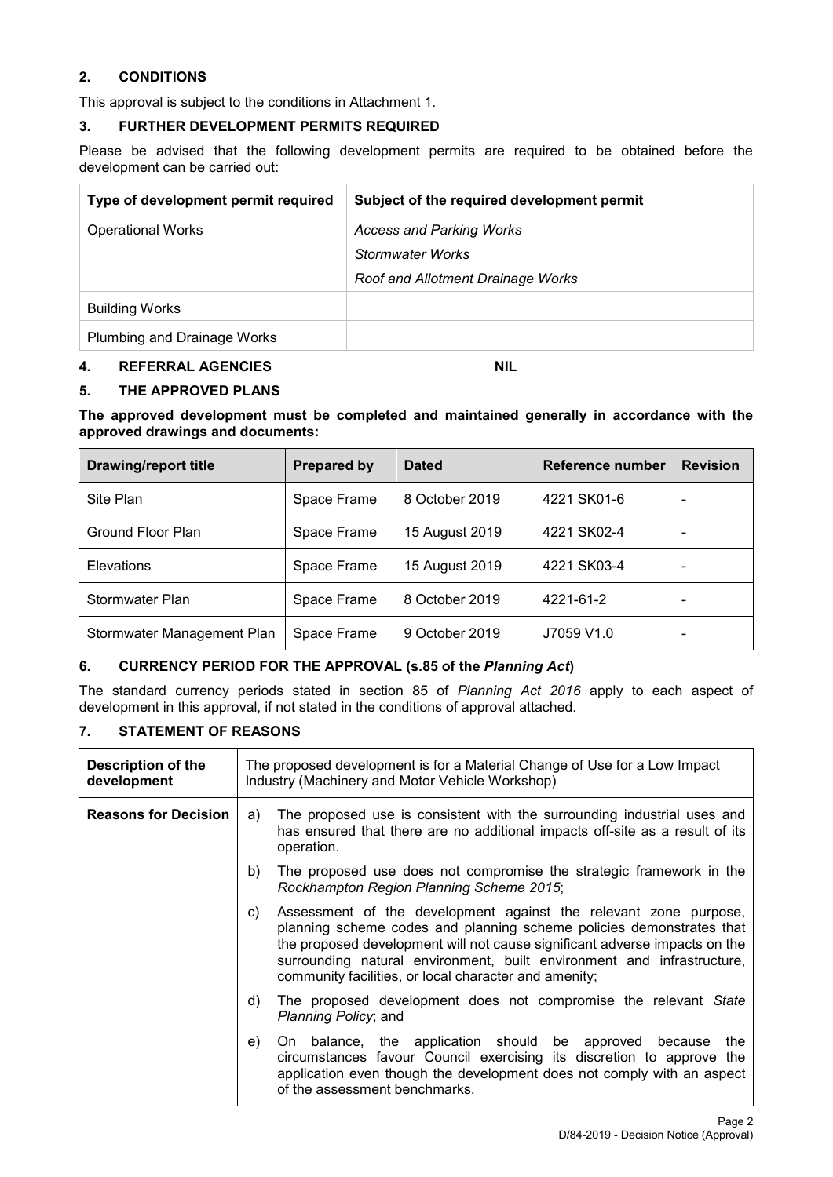## 2. CONDITIONS

This approval is subject to the conditions in Attachment 1.

## 3. FURTHER DEVELOPMENT PERMITS REQUIRED

Please be advised that the following development permits are required to be obtained before the development can be carried out:

| Type of development permit required | Subject of the required development permit |
|---|---|
| Operational Works | *Access and Parking Works*<br>*Stormwater Works*<br>*Roof and Allotment Drainage Works* |
| Building Works | |
| Plumbing and Drainage Works | |

## 4. REFERRAL AGENCIES NIL

## 5. THE APPROVED PLANS

**The approved development must be completed and maintained generally in accordance with the approved drawings and documents:**

| Drawing/report title | Prepared by | Dated | Reference number | Revision |
|---|---|---|---|---|
| Site Plan | Space Frame | 8 October 2019 | 4221 SK01-6 | - |
| Ground Floor Plan | Space Frame | 15 August 2019 | 4221 SK02-4 | - |
| Elevations | Space Frame | 15 August 2019 | 4221 SK03-4 | - |
| Stormwater Plan | Space Frame | 8 October 2019 | 4221-61-2 | - |
| Stormwater Management Plan | Space Frame | 9 October 2019 | J7059 V1.0 | - |

## 6. CURRENCY PERIOD FOR THE APPROVAL (s.85 of the *Planning Act*)

The standard currency periods stated in section 85 of *Planning Act 2016* apply to each aspect of development in this approval, if not stated in the conditions of approval attached.

## 7. STATEMENT OF REASONS

| **Description of the development** | The proposed development is for a Material Change of Use for a Low Impact Industry (Machinery and Motor Vehicle Workshop) |
|---|---|
| **Reasons for Decision** | a) The proposed use is consistent with the surrounding industrial uses and has ensured that there are no additional impacts off-site as a result of its operation.<br>b) The proposed use does not compromise the strategic framework in the *Rockhampton Region Planning Scheme 2015*;<br>c) Assessment of the development against the relevant zone purpose, planning scheme codes and planning scheme policies demonstrates that the proposed development will not cause significant adverse impacts on the surrounding natural environment, built environment and infrastructure, community facilities, or local character and amenity;<br>d) The proposed development does not compromise the relevant *State Planning Policy*; and<br>e) On balance, the application should be approved because the circumstances favour Council exercising its discretion to approve the application even though the development does not comply with an aspect of the assessment benchmarks. |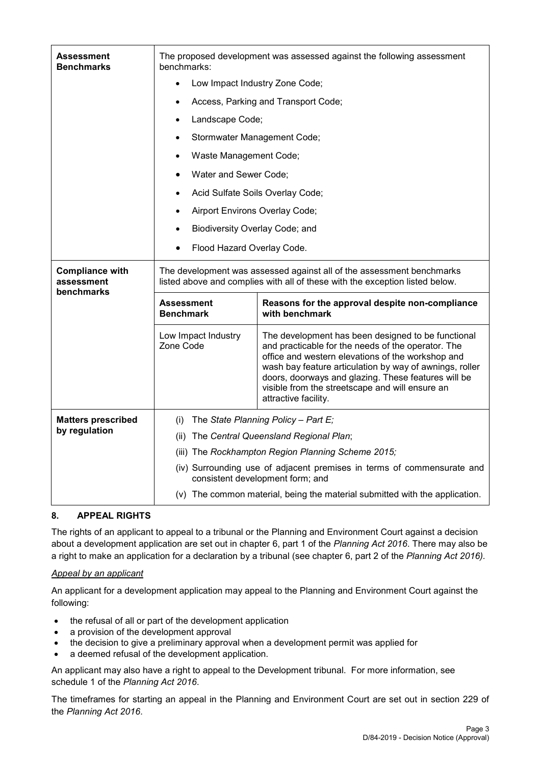| | | |
|---|---|---|
| **Assessment Benchmarks** | The proposed development was assessed against the following assessment benchmarks:<br>• Low Impact Industry Zone Code;<br>• Access, Parking and Transport Code;<br>• Landscape Code;<br>• Stormwater Management Code;<br>• Waste Management Code;<br>• Water and Sewer Code;<br>• Acid Sulfate Soils Overlay Code;<br>• Airport Environs Overlay Code;<br>• Biodiversity Overlay Code; and<br>• Flood Hazard Overlay Code. | |
| **Compliance with assessment benchmarks** | The development was assessed against all of the assessment benchmarks listed above and complies with all of these with the exception listed below. | |
| | **Assessment Benchmark** | **Reasons for the approval despite non-compliance with benchmark** |
| | Low Impact Industry Zone Code | The development has been designed to be functional and practicable for the needs of the operator. The office and western elevations of the workshop and wash bay feature articulation by way of awnings, roller doors, doorways and glazing. These features will be visible from the streetscape and will ensure an attractive facility. |
| **Matters prescribed by regulation** | (i) The *State Planning Policy – Part E;*<br>(ii) The *Central Queensland Regional Plan*;<br>(iii) The *Rockhampton Region Planning Scheme 2015;*<br>(iv) Surrounding use of adjacent premises in terms of commensurate and consistent development form; and<br>(v) The common material, being the material submitted with the application. | |

## 8. APPEAL RIGHTS

The rights of an applicant to appeal to a tribunal or the Planning and Environment Court against a decision about a development application are set out in chapter 6, part 1 of the *Planning Act 2016*. There may also be a right to make an application for a declaration by a tribunal (see chapter 6, part 2 of the *Planning Act 2016).*

*Appeal by an applicant*

An applicant for a development application may appeal to the Planning and Environment Court against the following:

- the refusal of all or part of the development application
- a provision of the development approval
- the decision to give a preliminary approval when a development permit was applied for
- a deemed refusal of the development application.

An applicant may also have a right to appeal to the Development tribunal. For more information, see schedule 1 of the *Planning Act 2016*.

The timeframes for starting an appeal in the Planning and Environment Court are set out in section 229 of the *Planning Act 2016*.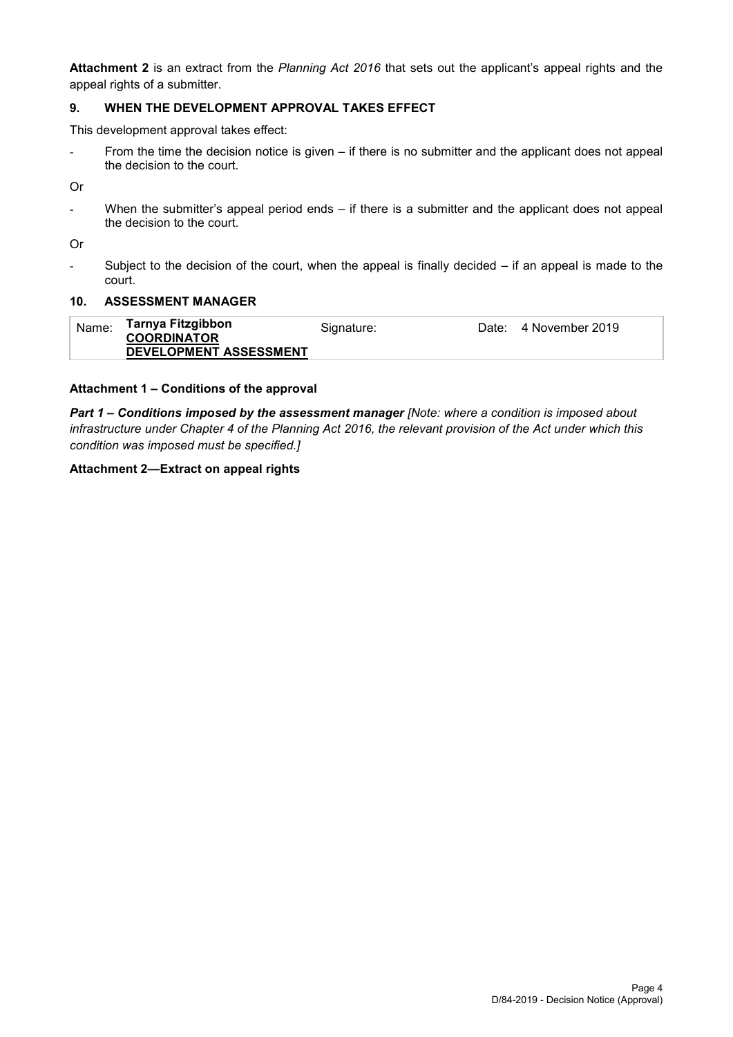**Attachment 2** is an extract from the *Planning Act 2016* that sets out the applicant's appeal rights and the appeal rights of a submitter.

## 9. WHEN THE DEVELOPMENT APPROVAL TAKES EFFECT

This development approval takes effect:

- From the time the decision notice is given – if there is no submitter and the applicant does not appeal the decision to the court.

Or

- When the submitter's appeal period ends – if there is a submitter and the applicant does not appeal the decision to the court.

Or

- Subject to the decision of the court, when the appeal is finally decided – if an appeal is made to the court.

## 10. ASSESSMENT MANAGER

| Name: | **Tarnya Fitzgibbon** **COORDINATOR DEVELOPMENT ASSESSMENT** | Signature: | Date: 4 November 2019 |
|---|---|---|---|

**Attachment 1 – Conditions of the approval**

***Part 1 – Conditions imposed by the assessment manager*** *[Note: where a condition is imposed about infrastructure under Chapter 4 of the Planning Act 2016, the relevant provision of the Act under which this condition was imposed must be specified.]*

**Attachment 2—Extract on appeal rights**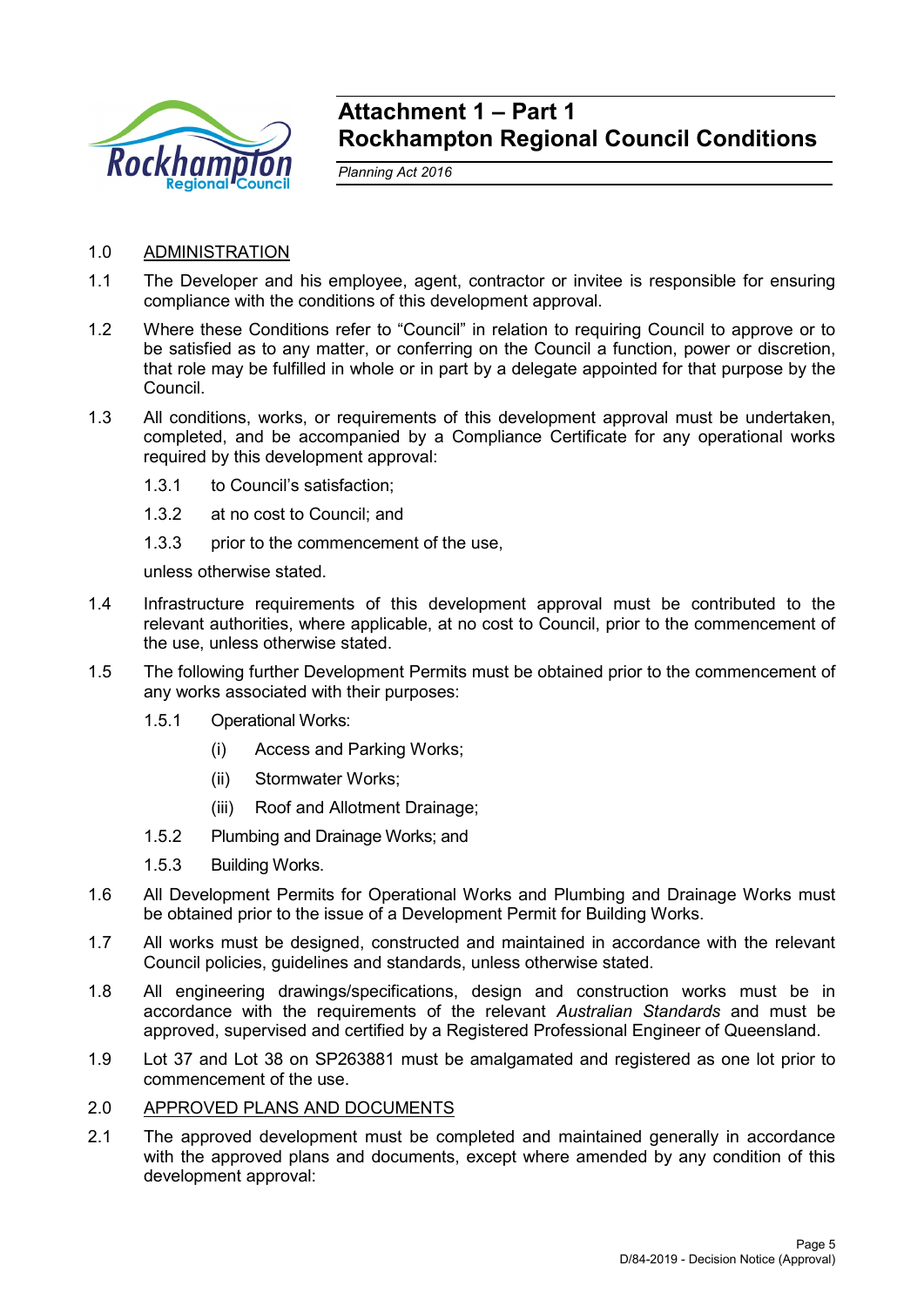# Attachment 1 – Part 1
# Rockhampton Regional Council Conditions

*Planning Act 2016*

1.0 ADMINISTRATION

1.1 The Developer and his employee, agent, contractor or invitee is responsible for ensuring compliance with the conditions of this development approval.

1.2 Where these Conditions refer to "Council" in relation to requiring Council to approve or to be satisfied as to any matter, or conferring on the Council a function, power or discretion, that role may be fulfilled in whole or in part by a delegate appointed for that purpose by the Council.

1.3 All conditions, works, or requirements of this development approval must be undertaken, completed, and be accompanied by a Compliance Certificate for any operational works required by this development approval:

- 1.3.1 to Council's satisfaction;
- 1.3.2 at no cost to Council; and
- 1.3.3 prior to the commencement of the use,

unless otherwise stated.

1.4 Infrastructure requirements of this development approval must be contributed to the relevant authorities, where applicable, at no cost to Council, prior to the commencement of the use, unless otherwise stated.

1.5 The following further Development Permits must be obtained prior to the commencement of any works associated with their purposes:

- 1.5.1 Operational Works:
  - (i) Access and Parking Works;
  - (ii) Stormwater Works;
  - (iii) Roof and Allotment Drainage;
- 1.5.2 Plumbing and Drainage Works; and
- 1.5.3 Building Works.

1.6 All Development Permits for Operational Works and Plumbing and Drainage Works must be obtained prior to the issue of a Development Permit for Building Works.

1.7 All works must be designed, constructed and maintained in accordance with the relevant Council policies, guidelines and standards, unless otherwise stated.

1.8 All engineering drawings/specifications, design and construction works must be in accordance with the requirements of the relevant *Australian Standards* and must be approved, supervised and certified by a Registered Professional Engineer of Queensland.

1.9 Lot 37 and Lot 38 on SP263881 must be amalgamated and registered as one lot prior to commencement of the use.

2.0 APPROVED PLANS AND DOCUMENTS

2.1 The approved development must be completed and maintained generally in accordance with the approved plans and documents, except where amended by any condition of this development approval: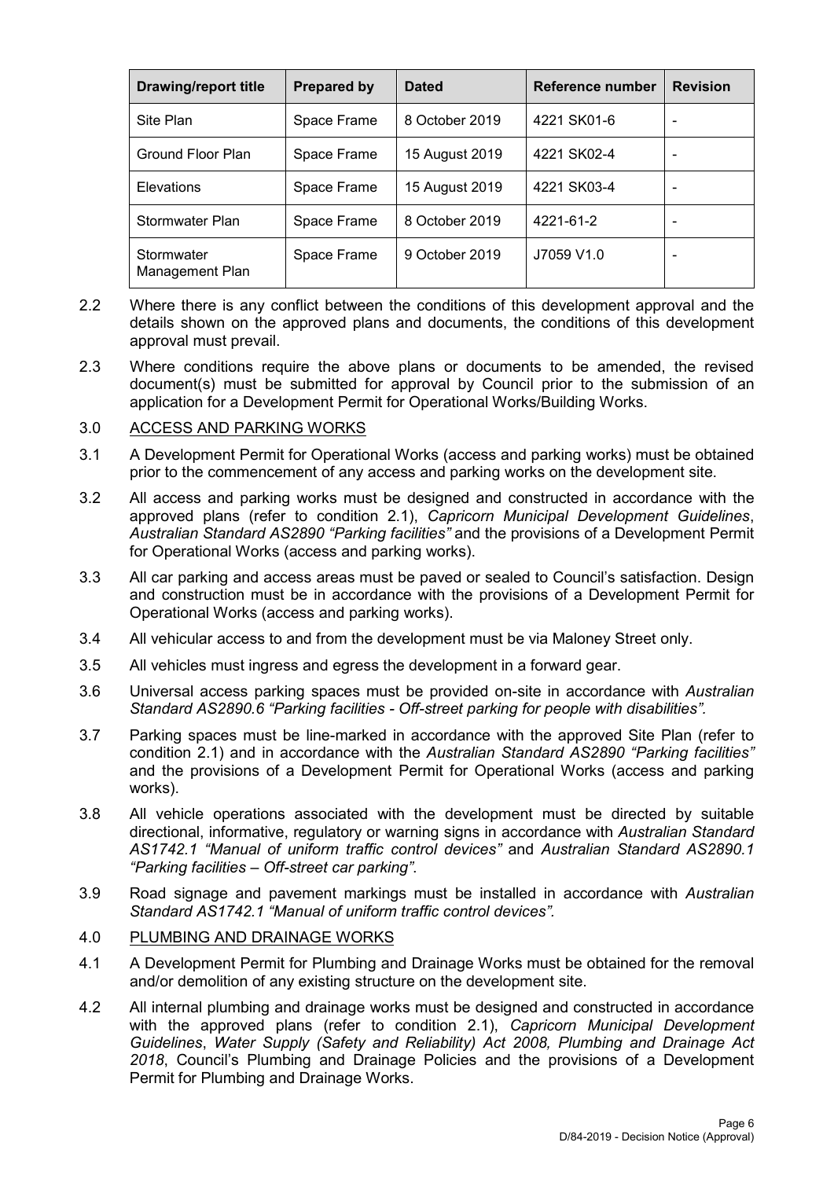| Drawing/report title | Prepared by | Dated | Reference number | Revision |
|---|---|---|---|---|
| Site Plan | Space Frame | 8 October 2019 | 4221 SK01-6 | - |
| Ground Floor Plan | Space Frame | 15 August 2019 | 4221 SK02-4 | - |
| Elevations | Space Frame | 15 August 2019 | 4221 SK03-4 | - |
| Stormwater Plan | Space Frame | 8 October 2019 | 4221-61-2 | - |
| Stormwater Management Plan | Space Frame | 9 October 2019 | J7059 V1.0 | - |

2.2 Where there is any conflict between the conditions of this development approval and the details shown on the approved plans and documents, the conditions of this development approval must prevail.

2.3 Where conditions require the above plans or documents to be amended, the revised document(s) must be submitted for approval by Council prior to the submission of an application for a Development Permit for Operational Works/Building Works.

3.0 ACCESS AND PARKING WORKS

3.1 A Development Permit for Operational Works (access and parking works) must be obtained prior to the commencement of any access and parking works on the development site.

3.2 All access and parking works must be designed and constructed in accordance with the approved plans (refer to condition 2.1), *Capricorn Municipal Development Guidelines*, *Australian Standard AS2890 "Parking facilities"* and the provisions of a Development Permit for Operational Works (access and parking works).

3.3 All car parking and access areas must be paved or sealed to Council's satisfaction. Design and construction must be in accordance with the provisions of a Development Permit for Operational Works (access and parking works).

3.4 All vehicular access to and from the development must be via Maloney Street only.

3.5 All vehicles must ingress and egress the development in a forward gear.

3.6 Universal access parking spaces must be provided on-site in accordance with *Australian Standard AS2890.6 "Parking facilities - Off-street parking for people with disabilities".*

3.7 Parking spaces must be line-marked in accordance with the approved Site Plan (refer to condition 2.1) and in accordance with the *Australian Standard AS2890 "Parking facilities"* and the provisions of a Development Permit for Operational Works (access and parking works).

3.8 All vehicle operations associated with the development must be directed by suitable directional, informative, regulatory or warning signs in accordance with *Australian Standard AS1742.1 "Manual of uniform traffic control devices"* and *Australian Standard AS2890.1 "Parking facilities – Off-street car parking"*.

3.9 Road signage and pavement markings must be installed in accordance with *Australian Standard AS1742.1 "Manual of uniform traffic control devices".*

4.0 PLUMBING AND DRAINAGE WORKS

4.1 A Development Permit for Plumbing and Drainage Works must be obtained for the removal and/or demolition of any existing structure on the development site.

4.2 All internal plumbing and drainage works must be designed and constructed in accordance with the approved plans (refer to condition 2.1), *Capricorn Municipal Development Guidelines*, *Water Supply (Safety and Reliability) Act 2008, Plumbing and Drainage Act 2018*, Council's Plumbing and Drainage Policies and the provisions of a Development Permit for Plumbing and Drainage Works.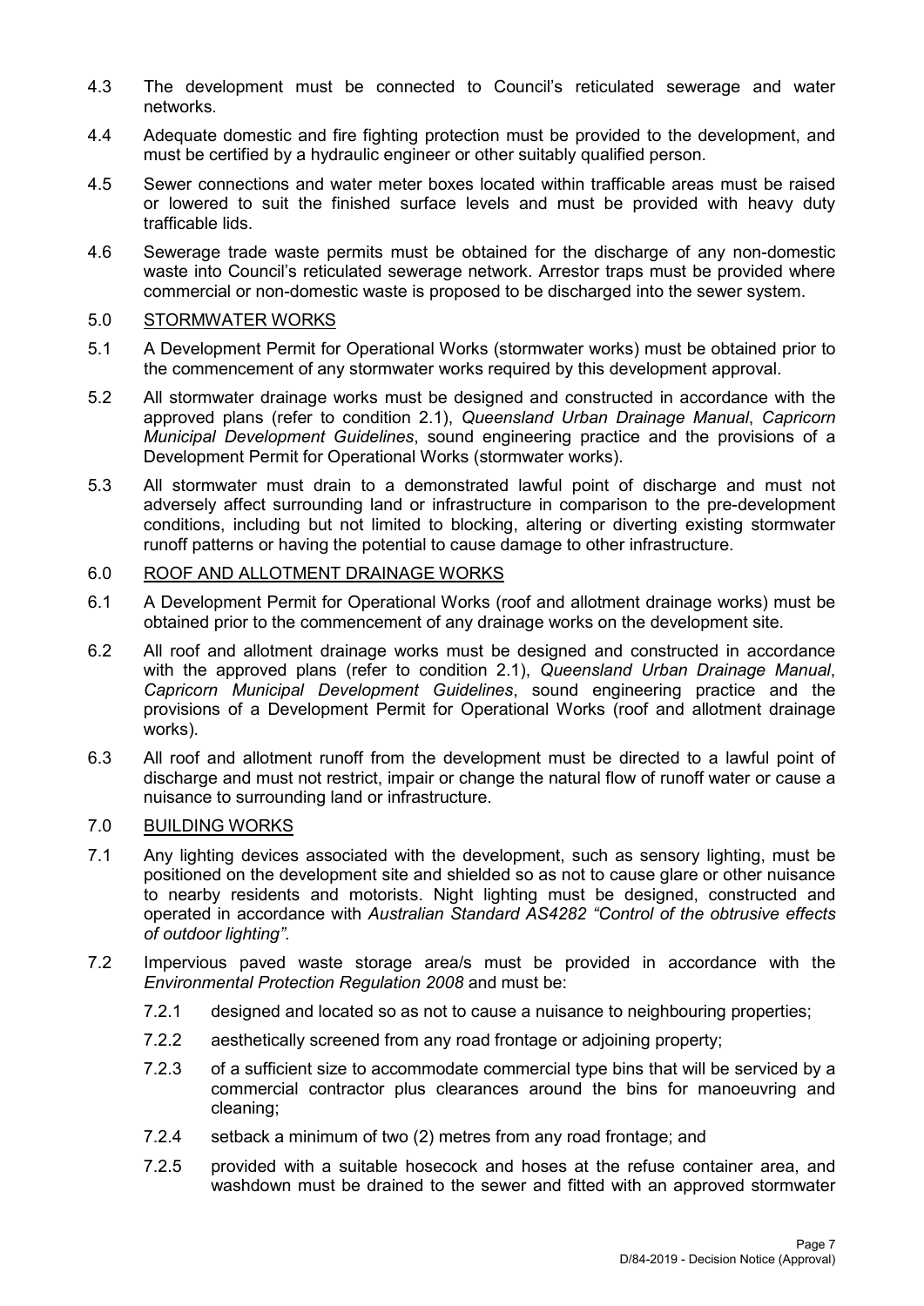4.3 The development must be connected to Council's reticulated sewerage and water networks.

4.4 Adequate domestic and fire fighting protection must be provided to the development, and must be certified by a hydraulic engineer or other suitably qualified person.

4.5 Sewer connections and water meter boxes located within trafficable areas must be raised or lowered to suit the finished surface levels and must be provided with heavy duty trafficable lids.

4.6 Sewerage trade waste permits must be obtained for the discharge of any non-domestic waste into Council's reticulated sewerage network. Arrestor traps must be provided where commercial or non-domestic waste is proposed to be discharged into the sewer system.

## 5.0 STORMWATER WORKS

5.1 A Development Permit for Operational Works (stormwater works) must be obtained prior to the commencement of any stormwater works required by this development approval.

5.2 All stormwater drainage works must be designed and constructed in accordance with the approved plans (refer to condition 2.1), *Queensland Urban Drainage Manual*, *Capricorn Municipal Development Guidelines*, sound engineering practice and the provisions of a Development Permit for Operational Works (stormwater works).

5.3 All stormwater must drain to a demonstrated lawful point of discharge and must not adversely affect surrounding land or infrastructure in comparison to the pre-development conditions, including but not limited to blocking, altering or diverting existing stormwater runoff patterns or having the potential to cause damage to other infrastructure.

## 6.0 ROOF AND ALLOTMENT DRAINAGE WORKS

6.1 A Development Permit for Operational Works (roof and allotment drainage works) must be obtained prior to the commencement of any drainage works on the development site.

6.2 All roof and allotment drainage works must be designed and constructed in accordance with the approved plans (refer to condition 2.1), *Queensland Urban Drainage Manual*, *Capricorn Municipal Development Guidelines*, sound engineering practice and the provisions of a Development Permit for Operational Works (roof and allotment drainage works).

6.3 All roof and allotment runoff from the development must be directed to a lawful point of discharge and must not restrict, impair or change the natural flow of runoff water or cause a nuisance to surrounding land or infrastructure.

## 7.0 BUILDING WORKS

7.1 Any lighting devices associated with the development, such as sensory lighting, must be positioned on the development site and shielded so as not to cause glare or other nuisance to nearby residents and motorists. Night lighting must be designed, constructed and operated in accordance with *Australian Standard AS4282 "Control of the obtrusive effects of outdoor lighting"*.

7.2 Impervious paved waste storage area/s must be provided in accordance with the *Environmental Protection Regulation 2008* and must be:

- 7.2.1 designed and located so as not to cause a nuisance to neighbouring properties;
- 7.2.2 aesthetically screened from any road frontage or adjoining property;
- 7.2.3 of a sufficient size to accommodate commercial type bins that will be serviced by a commercial contractor plus clearances around the bins for manoeuvring and cleaning;
- 7.2.4 setback a minimum of two (2) metres from any road frontage; and
- 7.2.5 provided with a suitable hosecock and hoses at the refuse container area, and washdown must be drained to the sewer and fitted with an approved stormwater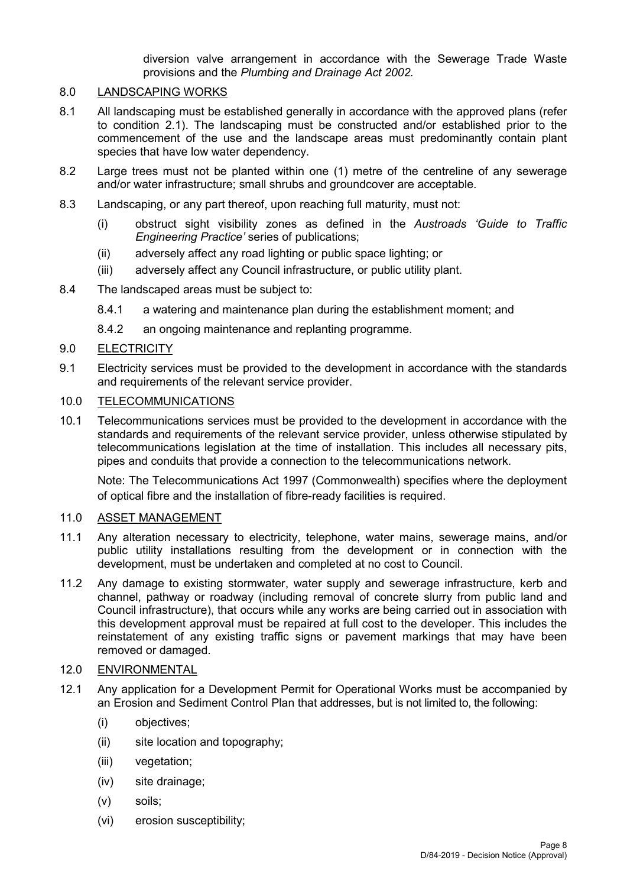diversion valve arrangement in accordance with the Sewerage Trade Waste provisions and the *Plumbing and Drainage Act 2002.*

8.0 LANDSCAPING WORKS

8.1 All landscaping must be established generally in accordance with the approved plans (refer to condition 2.1). The landscaping must be constructed and/or established prior to the commencement of the use and the landscape areas must predominantly contain plant species that have low water dependency.

8.2 Large trees must not be planted within one (1) metre of the centreline of any sewerage and/or water infrastructure; small shrubs and groundcover are acceptable.

8.3 Landscaping, or any part thereof, upon reaching full maturity, must not:

(i) obstruct sight visibility zones as defined in the *Austroads 'Guide to Traffic Engineering Practice'* series of publications;

(ii) adversely affect any road lighting or public space lighting; or

(iii) adversely affect any Council infrastructure, or public utility plant.

8.4 The landscaped areas must be subject to:

8.4.1 a watering and maintenance plan during the establishment moment; and

8.4.2 an ongoing maintenance and replanting programme.

9.0 ELECTRICITY

9.1 Electricity services must be provided to the development in accordance with the standards and requirements of the relevant service provider.

10.0 TELECOMMUNICATIONS

10.1 Telecommunications services must be provided to the development in accordance with the standards and requirements of the relevant service provider, unless otherwise stipulated by telecommunications legislation at the time of installation. This includes all necessary pits, pipes and conduits that provide a connection to the telecommunications network.

Note: The Telecommunications Act 1997 (Commonwealth) specifies where the deployment of optical fibre and the installation of fibre-ready facilities is required.

11.0 ASSET MANAGEMENT

11.1 Any alteration necessary to electricity, telephone, water mains, sewerage mains, and/or public utility installations resulting from the development or in connection with the development, must be undertaken and completed at no cost to Council.

11.2 Any damage to existing stormwater, water supply and sewerage infrastructure, kerb and channel, pathway or roadway (including removal of concrete slurry from public land and Council infrastructure), that occurs while any works are being carried out in association with this development approval must be repaired at full cost to the developer. This includes the reinstatement of any existing traffic signs or pavement markings that may have been removed or damaged.

12.0 ENVIRONMENTAL

12.1 Any application for a Development Permit for Operational Works must be accompanied by an Erosion and Sediment Control Plan that addresses, but is not limited to, the following:

(i) objectives;

(ii) site location and topography;

(iii) vegetation;

(iv) site drainage;

(v) soils;

(vi) erosion susceptibility;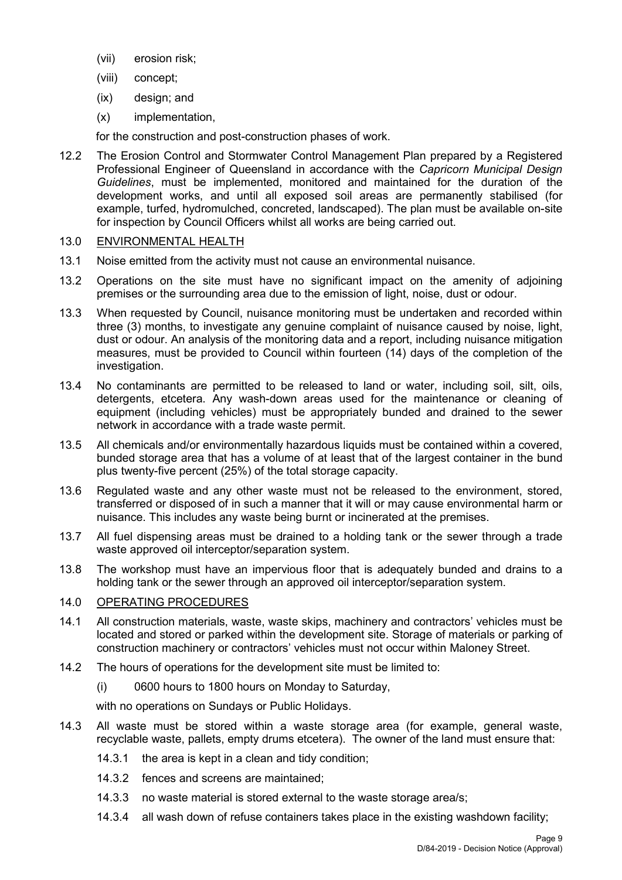(vii) erosion risk;

(viii) concept;

(ix) design; and

(x) implementation,

for the construction and post-construction phases of work.

12.2 The Erosion Control and Stormwater Control Management Plan prepared by a Registered Professional Engineer of Queensland in accordance with the *Capricorn Municipal Design Guidelines*, must be implemented, monitored and maintained for the duration of the development works, and until all exposed soil areas are permanently stabilised (for example, turfed, hydromulched, concreted, landscaped). The plan must be available on-site for inspection by Council Officers whilst all works are being carried out.

13.0 ENVIRONMENTAL HEALTH

13.1 Noise emitted from the activity must not cause an environmental nuisance.

13.2 Operations on the site must have no significant impact on the amenity of adjoining premises or the surrounding area due to the emission of light, noise, dust or odour.

13.3 When requested by Council, nuisance monitoring must be undertaken and recorded within three (3) months, to investigate any genuine complaint of nuisance caused by noise, light, dust or odour. An analysis of the monitoring data and a report, including nuisance mitigation measures, must be provided to Council within fourteen (14) days of the completion of the investigation.

13.4 No contaminants are permitted to be released to land or water, including soil, silt, oils, detergents, etcetera. Any wash-down areas used for the maintenance or cleaning of equipment (including vehicles) must be appropriately bunded and drained to the sewer network in accordance with a trade waste permit.

13.5 All chemicals and/or environmentally hazardous liquids must be contained within a covered, bunded storage area that has a volume of at least that of the largest container in the bund plus twenty-five percent (25%) of the total storage capacity.

13.6 Regulated waste and any other waste must not be released to the environment, stored, transferred or disposed of in such a manner that it will or may cause environmental harm or nuisance. This includes any waste being burnt or incinerated at the premises.

13.7 All fuel dispensing areas must be drained to a holding tank or the sewer through a trade waste approved oil interceptor/separation system.

13.8 The workshop must have an impervious floor that is adequately bunded and drains to a holding tank or the sewer through an approved oil interceptor/separation system.

14.0 OPERATING PROCEDURES

14.1 All construction materials, waste, waste skips, machinery and contractors' vehicles must be located and stored or parked within the development site. Storage of materials or parking of construction machinery or contractors' vehicles must not occur within Maloney Street.

14.2 The hours of operations for the development site must be limited to:

(i) 0600 hours to 1800 hours on Monday to Saturday,

with no operations on Sundays or Public Holidays.

14.3 All waste must be stored within a waste storage area (for example, general waste, recyclable waste, pallets, empty drums etcetera). The owner of the land must ensure that:

14.3.1 the area is kept in a clean and tidy condition;

14.3.2 fences and screens are maintained;

14.3.3 no waste material is stored external to the waste storage area/s;

14.3.4 all wash down of refuse containers takes place in the existing washdown facility;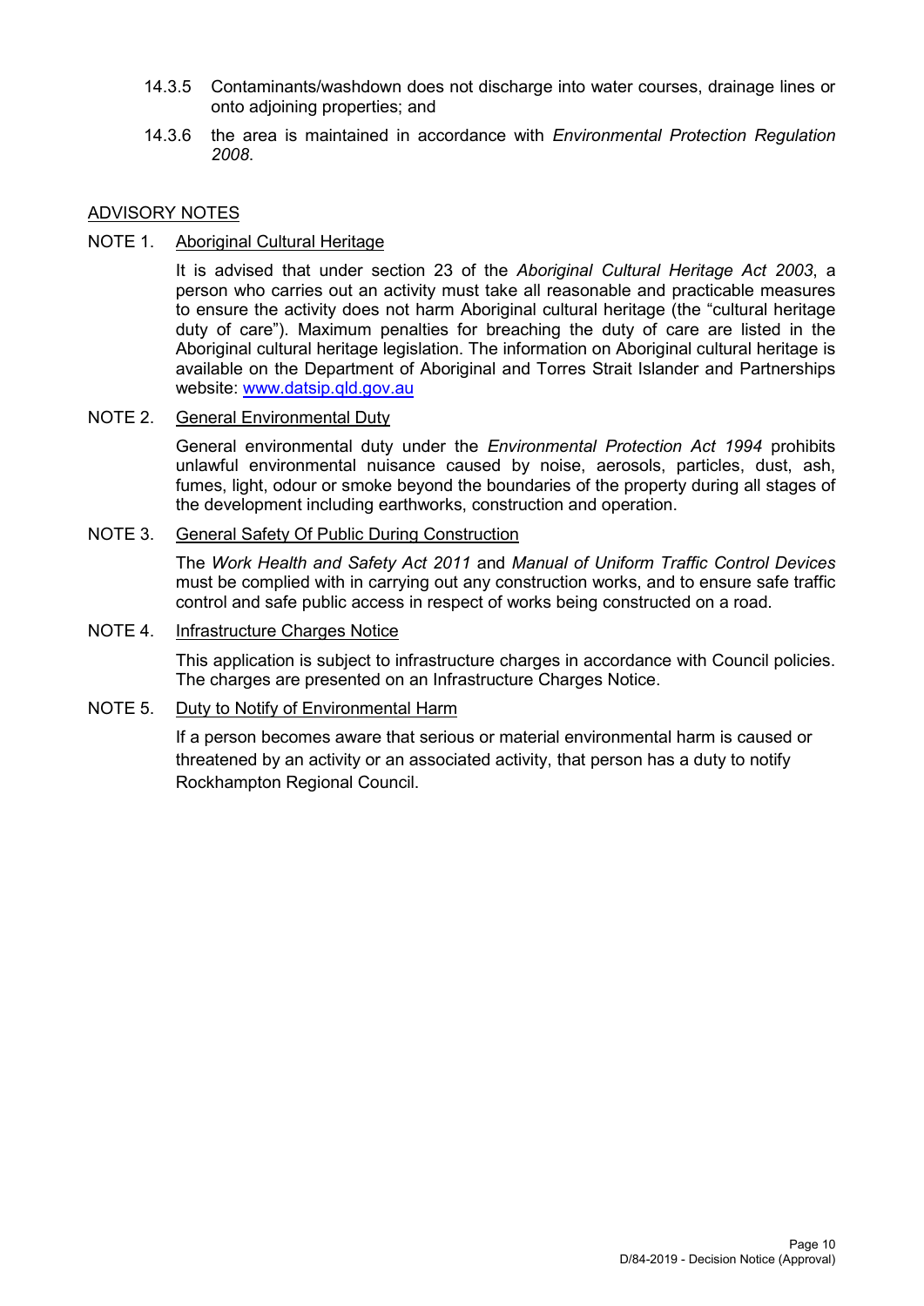14.3.5 Contaminants/washdown does not discharge into water courses, drainage lines or onto adjoining properties; and

14.3.6 the area is maintained in accordance with *Environmental Protection Regulation 2008*.

## ADVISORY NOTES

NOTE 1. Aboriginal Cultural Heritage

It is advised that under section 23 of the *Aboriginal Cultural Heritage Act 2003*, a person who carries out an activity must take all reasonable and practicable measures to ensure the activity does not harm Aboriginal cultural heritage (the "cultural heritage duty of care"). Maximum penalties for breaching the duty of care are listed in the Aboriginal cultural heritage legislation. The information on Aboriginal cultural heritage is available on the Department of Aboriginal and Torres Strait Islander and Partnerships website: www.datsip.qld.gov.au

NOTE 2. General Environmental Duty

General environmental duty under the *Environmental Protection Act 1994* prohibits unlawful environmental nuisance caused by noise, aerosols, particles, dust, ash, fumes, light, odour or smoke beyond the boundaries of the property during all stages of the development including earthworks, construction and operation.

NOTE 3. General Safety Of Public During Construction

The *Work Health and Safety Act 2011* and *Manual of Uniform Traffic Control Devices* must be complied with in carrying out any construction works, and to ensure safe traffic control and safe public access in respect of works being constructed on a road.

NOTE 4. Infrastructure Charges Notice

This application is subject to infrastructure charges in accordance with Council policies. The charges are presented on an Infrastructure Charges Notice.

NOTE 5. Duty to Notify of Environmental Harm

If a person becomes aware that serious or material environmental harm is caused or threatened by an activity or an associated activity, that person has a duty to notify Rockhampton Regional Council.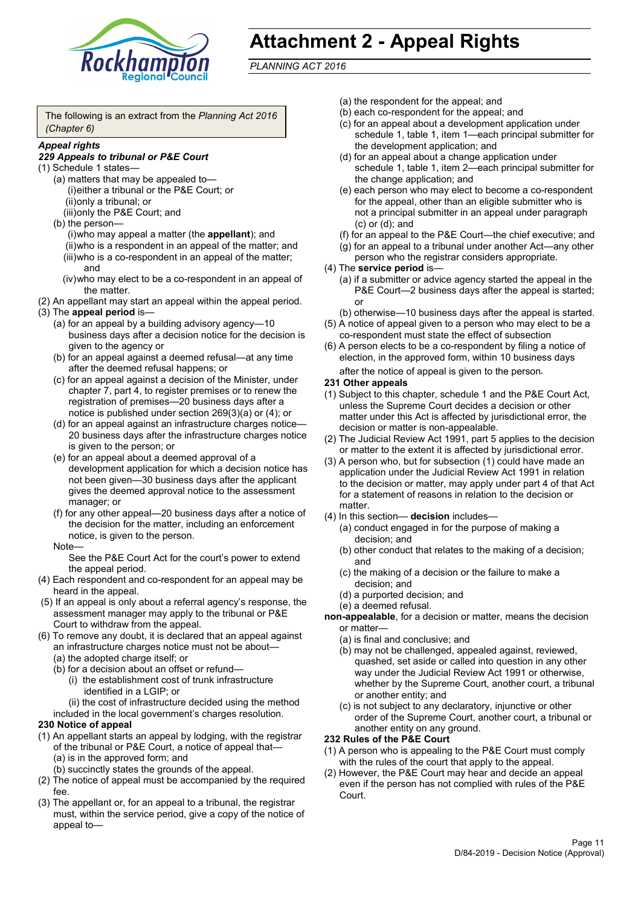# Attachment 2 - Appeal Rights

*PLANNING ACT 2016*

The following is an extract from the *Planning Act 2016 (Chapter 6)*

***Appeal rights***

***229 Appeals to tribunal or P&E Court***

(1) Schedule 1 states—

- (a) matters that may be appealed to—
  - (i) either a tribunal or the P&E Court; or
  - (ii) only a tribunal; or
  - (iii) only the P&E Court; and
- (b) the person—
  - (i) who may appeal a matter (the **appellant**); and
  - (ii) who is a respondent in an appeal of the matter; and
  - (iii) who is a co-respondent in an appeal of the matter; and
  - (iv) who may elect to be a co-respondent in an appeal of the matter.

(2) An appellant may start an appeal within the appeal period.

(3) The **appeal period** is—

- (a) for an appeal by a building advisory agency—10 business days after a decision notice for the decision is given to the agency or
- (b) for an appeal against a deemed refusal—at any time after the deemed refusal happens; or
- (c) for an appeal against a decision of the Minister, under chapter 7, part 4, to register premises or to renew the registration of premises—20 business days after a notice is published under section 269(3)(a) or (4); or
- (d) for an appeal against an infrastructure charges notice—20 business days after the infrastructure charges notice is given to the person; or
- (e) for an appeal about a deemed approval of a development application for which a decision notice has not been given—30 business days after the applicant gives the deemed approval notice to the assessment manager; or
- (f) for any other appeal—20 business days after a notice of the decision for the matter, including an enforcement notice, is given to the person.

Note—

See the P&E Court Act for the court's power to extend the appeal period.

(4) Each respondent and co-respondent for an appeal may be heard in the appeal.

(5) If an appeal is only about a referral agency's response, the assessment manager may apply to the tribunal or P&E Court to withdraw from the appeal.

(6) To remove any doubt, it is declared that an appeal against an infrastructure charges notice must not be about—

- (a) the adopted charge itself; or
- (b) for a decision about an offset or refund—
  - (i) the establishment cost of trunk infrastructure identified in a LGIP; or
  - (ii) the cost of infrastructure decided using the method included in the local government's charges resolution.

**230 Notice of appeal**

(1) An appellant starts an appeal by lodging, with the registrar of the tribunal or P&E Court, a notice of appeal that—

- (a) is in the approved form; and
- (b) succinctly states the grounds of the appeal.

(2) The notice of appeal must be accompanied by the required fee.

(3) The appellant or, for an appeal to a tribunal, the registrar must, within the service period, give a copy of the notice of appeal to—

- (a) the respondent for the appeal; and
- (b) each co-respondent for the appeal; and
- (c) for an appeal about a development application under schedule 1, table 1, item 1—each principal submitter for the development application; and
- (d) for an appeal about a change application under schedule 1, table 1, item 2—each principal submitter for the change application; and
- (e) each person who may elect to become a co-respondent for the appeal, other than an eligible submitter who is not a principal submitter in an appeal under paragraph (c) or (d); and
- (f) for an appeal to the P&E Court—the chief executive; and
- (g) for an appeal to a tribunal under another Act—any other person who the registrar considers appropriate.

(4) The **service period** is—

- (a) if a submitter or advice agency started the appeal in the P&E Court—2 business days after the appeal is started; or
- (b) otherwise—10 business days after the appeal is started.

(5) A notice of appeal given to a person who may elect to be a co-respondent must state the effect of subsection

(6) A person elects to be a co-respondent by filing a notice of election, in the approved form, within 10 business days after the notice of appeal is given to the person.

**231 Other appeals**

(1) Subject to this chapter, schedule 1 and the P&E Court Act, unless the Supreme Court decides a decision or other matter under this Act is affected by jurisdictional error, the decision or matter is non-appealable.

(2) The Judicial Review Act 1991, part 5 applies to the decision or matter to the extent it is affected by jurisdictional error.

(3) A person who, but for subsection (1) could have made an application under the Judicial Review Act 1991 in relation to the decision or matter, may apply under part 4 of that Act for a statement of reasons in relation to the decision or matter.

(4) In this section— **decision** includes—

- (a) conduct engaged in for the purpose of making a decision; and
- (b) other conduct that relates to the making of a decision; and
- (c) the making of a decision or the failure to make a decision; and
- (d) a purported decision; and
- (e) a deemed refusal.

**non-appealable**, for a decision or matter, means the decision or matter—

- (a) is final and conclusive; and
- (b) may not be challenged, appealed against, reviewed, quashed, set aside or called into question in any other way under the Judicial Review Act 1991 or otherwise, whether by the Supreme Court, another court, a tribunal or another entity; and
- (c) is not subject to any declaratory, injunctive or other order of the Supreme Court, another court, a tribunal or another entity on any ground.

**232 Rules of the P&E Court**

(1) A person who is appealing to the P&E Court must comply with the rules of the court that apply to the appeal.

(2) However, the P&E Court may hear and decide an appeal even if the person has not complied with rules of the P&E Court.

D/84-2019 - Decision Notice (Approval)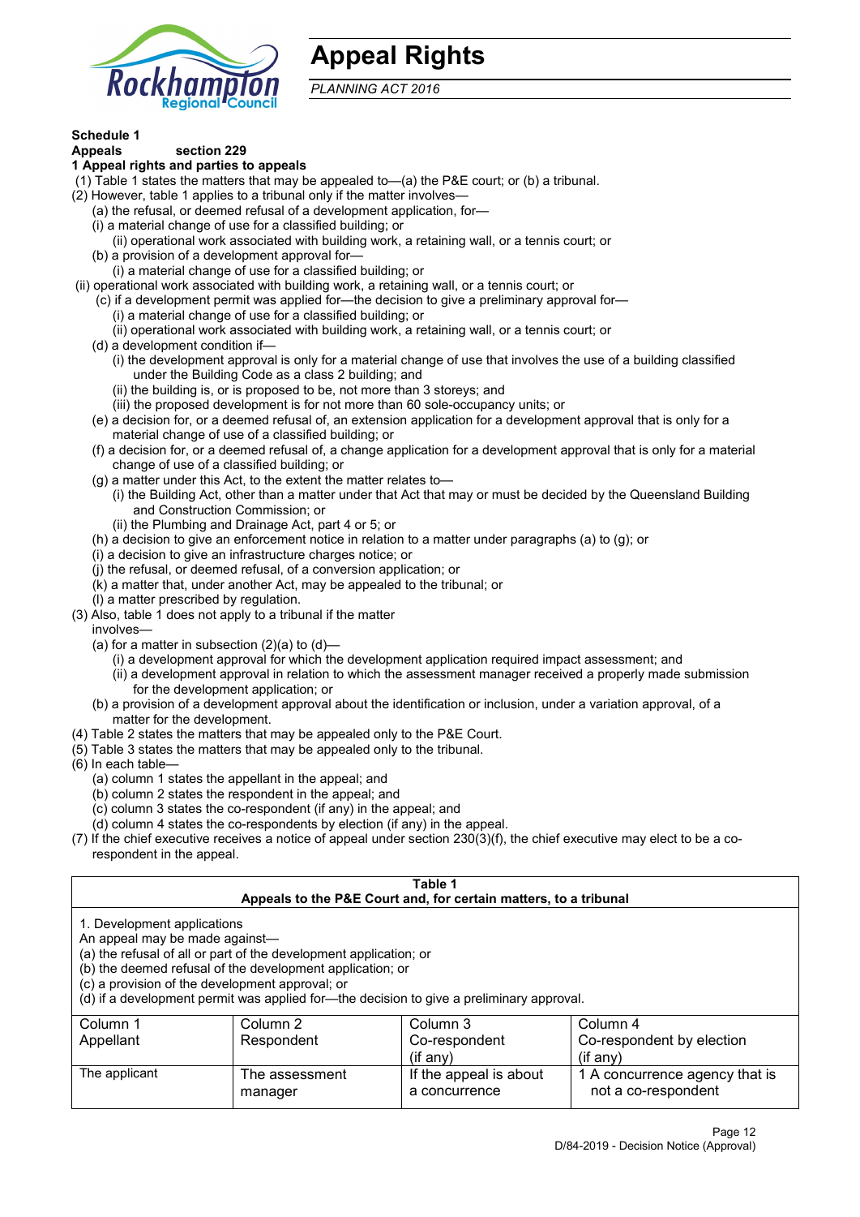# Appeal Rights

*PLANNING ACT 2016*

**Schedule 1**
**Appeals** section 229
**1 Appeal rights and parties to appeals**

(1) Table 1 states the matters that may be appealed to—(a) the P&E court; or (b) a tribunal.
(2) However, table 1 applies to a tribunal only if the matter involves—
  (a) the refusal, or deemed refusal of a development application, for—
  (i) a material change of use for a classified building; or
    (ii) operational work associated with building work, a retaining wall, or a tennis court; or
  (b) a provision of a development approval for—
    (i) a material change of use for a classified building; or
(ii) operational work associated with building work, a retaining wall, or a tennis court; or
  (c) if a development permit was applied for—the decision to give a preliminary approval for—
    (i) a material change of use for a classified building; or
    (ii) operational work associated with building work, a retaining wall, or a tennis court; or
  (d) a development condition if—
    (i) the development approval is only for a material change of use that involves the use of a building classified under the Building Code as a class 2 building; and
    (ii) the building is, or is proposed to be, not more than 3 storeys; and
    (iii) the proposed development is for not more than 60 sole-occupancy units; or
  (e) a decision for, or a deemed refusal of, an extension application for a development approval that is only for a material change of use of a classified building; or
  (f) a decision for, or a deemed refusal of, a change application for a development approval that is only for a material change of use of a classified building; or
  (g) a matter under this Act, to the extent the matter relates to—
    (i) the Building Act, other than a matter under that Act that may or must be decided by the Queensland Building and Construction Commission; or
    (ii) the Plumbing and Drainage Act, part 4 or 5; or
  (h) a decision to give an enforcement notice in relation to a matter under paragraphs (a) to (g); or
  (i) a decision to give an infrastructure charges notice; or
  (j) the refusal, or deemed refusal, of a conversion application; or
  (k) a matter that, under another Act, may be appealed to the tribunal; or
  (l) a matter prescribed by regulation.
(3) Also, table 1 does not apply to a tribunal if the matter involves—
  (a) for a matter in subsection (2)(a) to (d)—
    (i) a development approval for which the development application required impact assessment; and
    (ii) a development approval in relation to which the assessment manager received a properly made submission for the development application; or
  (b) a provision of a development approval about the identification or inclusion, under a variation approval, of a matter for the development.
(4) Table 2 states the matters that may be appealed only to the P&E Court.
(5) Table 3 states the matters that may be appealed only to the tribunal.
(6) In each table—
  (a) column 1 states the appellant in the appeal; and
  (b) column 2 states the respondent in the appeal; and
  (c) column 3 states the co-respondent (if any) in the appeal; and
  (d) column 4 states the co-respondents by election (if any) in the appeal.
(7) If the chief executive receives a notice of appeal under section 230(3)(f), the chief executive may elect to be a co-respondent in the appeal.

**Table 1**
**Appeals to the P&E Court and, for certain matters, to a tribunal**

1. Development applications
An appeal may be made against—
(a) the refusal of all or part of the development application; or
(b) the deemed refusal of the development application; or
(c) a provision of the development approval; or
(d) if a development permit was applied for—the decision to give a preliminary approval.

| Column 1<br>Appellant | Column 2<br>Respondent | Column 3<br>Co-respondent<br>(if any) | Column 4<br>Co-respondent by election<br>(if any) |
|---|---|---|---|
| The applicant | The assessment manager | If the appeal is about a concurrence | 1 A concurrence agency that is not a co-respondent |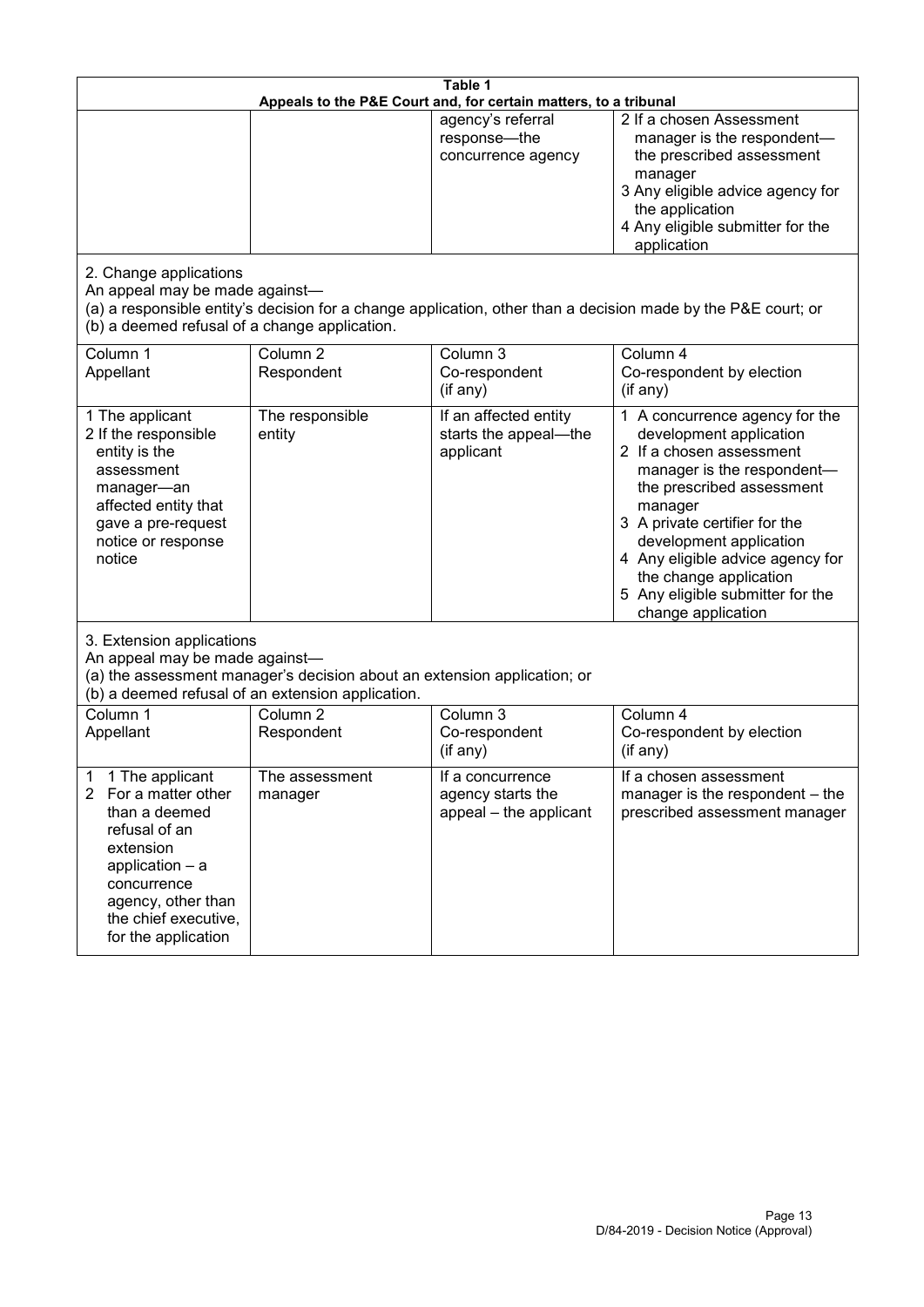**Table 1**
**Appeals to the P&E Court and, for certain matters, to a tribunal**

| | | | |
|---|---|---|---|
| | | agency's referral response—the concurrence agency | 2 If a chosen Assessment manager is the respondent—the prescribed assessment manager<br>3 Any eligible advice agency for the application<br>4 Any eligible submitter for the application |

2. Change applications
An appeal may be made against—
(a) a responsible entity's decision for a change application, other than a decision made by the P&E court; or
(b) a deemed refusal of a change application.

| Column 1<br>Appellant | Column 2<br>Respondent | Column 3<br>Co-respondent<br>(if any) | Column 4<br>Co-respondent by election<br>(if any) |
|---|---|---|---|
| 1 The applicant<br>2 If the responsible entity is the assessment manager—an affected entity that gave a pre-request notice or response notice | The responsible entity | If an affected entity starts the appeal—the applicant | 1 A concurrence agency for the development application<br>2 If a chosen assessment manager is the respondent—the prescribed assessment manager<br>3 A private certifier for the development application<br>4 Any eligible advice agency for the change application<br>5 Any eligible submitter for the change application |

3. Extension applications
An appeal may be made against—
(a) the assessment manager's decision about an extension application; or
(b) a deemed refusal of an extension application.

| Column 1<br>Appellant | Column 2<br>Respondent | Column 3<br>Co-respondent<br>(if any) | Column 4<br>Co-respondent by election<br>(if any) |
|---|---|---|---|
| 1 1 The applicant<br>2 For a matter other than a deemed refusal of an extension application – a concurrence agency, other than the chief executive, for the application | The assessment manager | If a concurrence agency starts the appeal – the applicant | If a chosen assessment manager is the respondent – the prescribed assessment manager |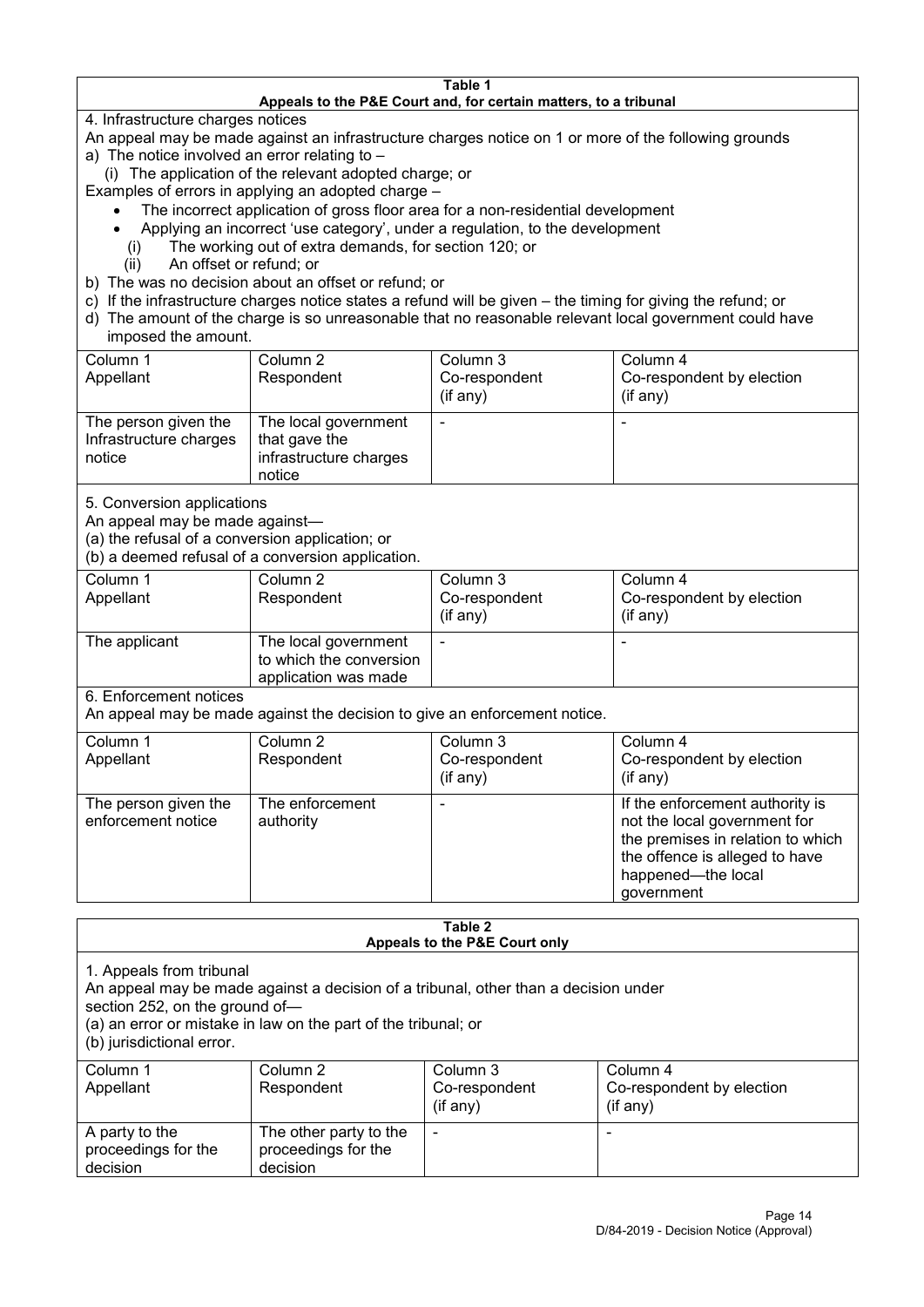**Table 1**
**Appeals to the P&E Court and, for certain matters, to a tribunal**

4. Infrastructure charges notices

An appeal may be made against an infrastructure charges notice on 1 or more of the following grounds

a) The notice involved an error relating to –
   (i) The application of the relevant adopted charge; or

Examples of errors in applying an adopted charge –

- The incorrect application of gross floor area for a non-residential development
- Applying an incorrect 'use category', under a regulation, to the development

   (i) The working out of extra demands, for section 120; or
   (ii) An offset or refund; or

b) The was no decision about an offset or refund; or

c) If the infrastructure charges notice states a refund will be given – the timing for giving the refund; or

d) The amount of the charge is so unreasonable that no reasonable relevant local government could have imposed the amount.

| Column 1 Appellant | Column 2 Respondent | Column 3 Co-respondent (if any) | Column 4 Co-respondent by election (if any) |
|---|---|---|---|
| The person given the Infrastructure charges notice | The local government that gave the infrastructure charges notice | - | - |

5. Conversion applications

An appeal may be made against—

(a) the refusal of a conversion application; or

(b) a deemed refusal of a conversion application.

| Column 1 Appellant | Column 2 Respondent | Column 3 Co-respondent (if any) | Column 4 Co-respondent by election (if any) |
|---|---|---|---|
| The applicant | The local government to which the conversion application was made | - | - |

6. Enforcement notices

An appeal may be made against the decision to give an enforcement notice.

| Column 1 Appellant | Column 2 Respondent | Column 3 Co-respondent (if any) | Column 4 Co-respondent by election (if any) |
|---|---|---|---|
| The person given the enforcement notice | The enforcement authority | - | If the enforcement authority is not the local government for the premises in relation to which the offence is alleged to have happened—the local government |

**Table 2**
**Appeals to the P&E Court only**

1. Appeals from tribunal

An appeal may be made against a decision of a tribunal, other than a decision under section 252, on the ground of—

(a) an error or mistake in law on the part of the tribunal; or

(b) jurisdictional error.

| Column 1 Appellant | Column 2 Respondent | Column 3 Co-respondent (if any) | Column 4 Co-respondent by election (if any) |
|---|---|---|---|
| A party to the proceedings for the decision | The other party to the proceedings for the decision | - | - |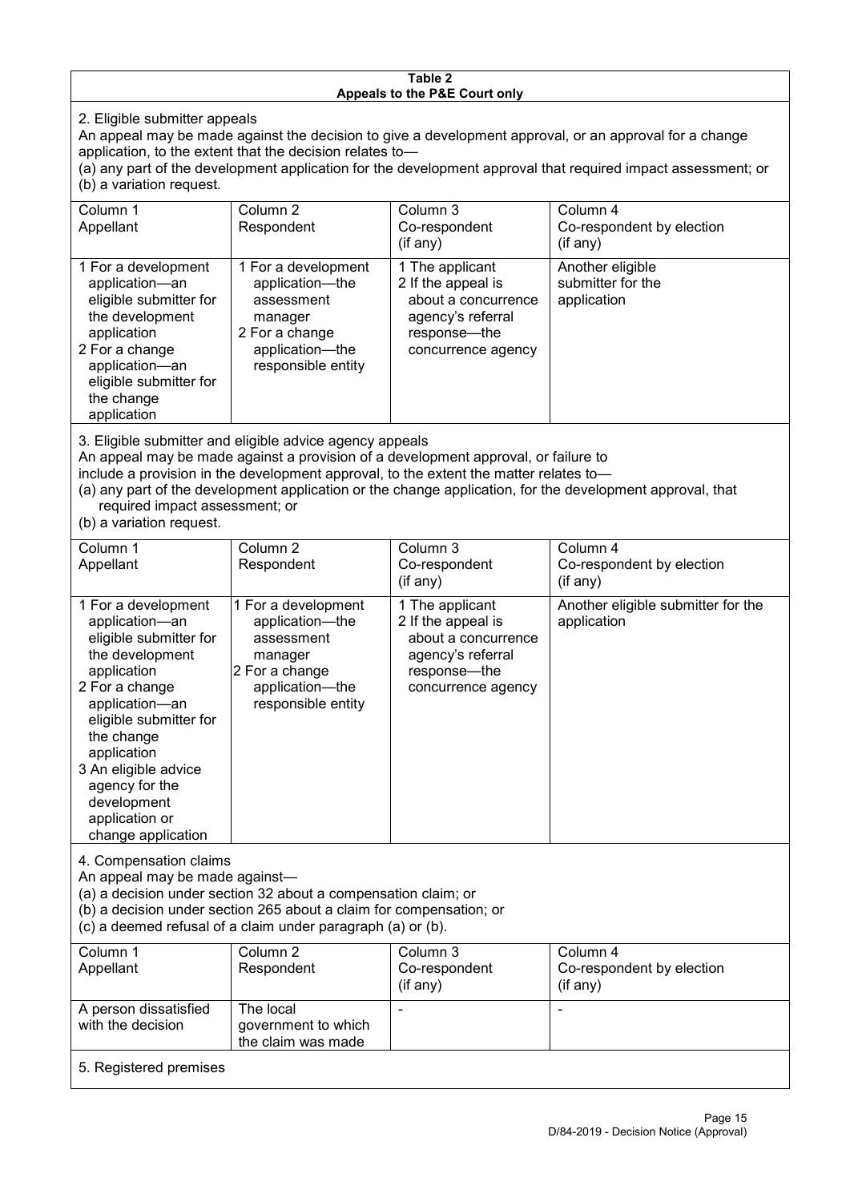**Table 2**
**Appeals to the P&E Court only**

2. Eligible submitter appeals

An appeal may be made against the decision to give a development approval, or an approval for a change application, to the extent that the decision relates to—
(a) any part of the development application for the development approval that required impact assessment; or
(b) a variation request.

| Column 1<br>Appellant | Column 2<br>Respondent | Column 3<br>Co-respondent<br>(if any) | Column 4<br>Co-respondent by election<br>(if any) |
|---|---|---|---|
| 1 For a development application—an eligible submitter for the development application<br>2 For a change application—an eligible submitter for the change application | 1 For a development application—the assessment manager<br>2 For a change application—the responsible entity | 1 The applicant<br>2 If the appeal is about a concurrence agency's referral response—the concurrence agency | Another eligible submitter for the application |

3. Eligible submitter and eligible advice agency appeals

An appeal may be made against a provision of a development approval, or failure to include a provision in the development approval, to the extent the matter relates to—
(a) any part of the development application or the change application, for the development approval, that required impact assessment; or
(b) a variation request.

| Column 1<br>Appellant | Column 2<br>Respondent | Column 3<br>Co-respondent<br>(if any) | Column 4<br>Co-respondent by election<br>(if any) |
|---|---|---|---|
| 1 For a development application—an eligible submitter for the development application<br>2 For a change application—an eligible submitter for the change application<br>3 An eligible advice agency for the development application or change application | 1 For a development application—the assessment manager<br>2 For a change application—the responsible entity | 1 The applicant<br>2 If the appeal is about a concurrence agency's referral response—the concurrence agency | Another eligible submitter for the application |

4. Compensation claims

An appeal may be made against—
(a) a decision under section 32 about a compensation claim; or
(b) a decision under section 265 about a claim for compensation; or
(c) a deemed refusal of a claim under paragraph (a) or (b).

| Column 1<br>Appellant | Column 2<br>Respondent | Column 3<br>Co-respondent<br>(if any) | Column 4<br>Co-respondent by election<br>(if any) |
|---|---|---|---|
| A person dissatisfied with the decision | The local government to which the claim was made | - | - |

5. Registered premises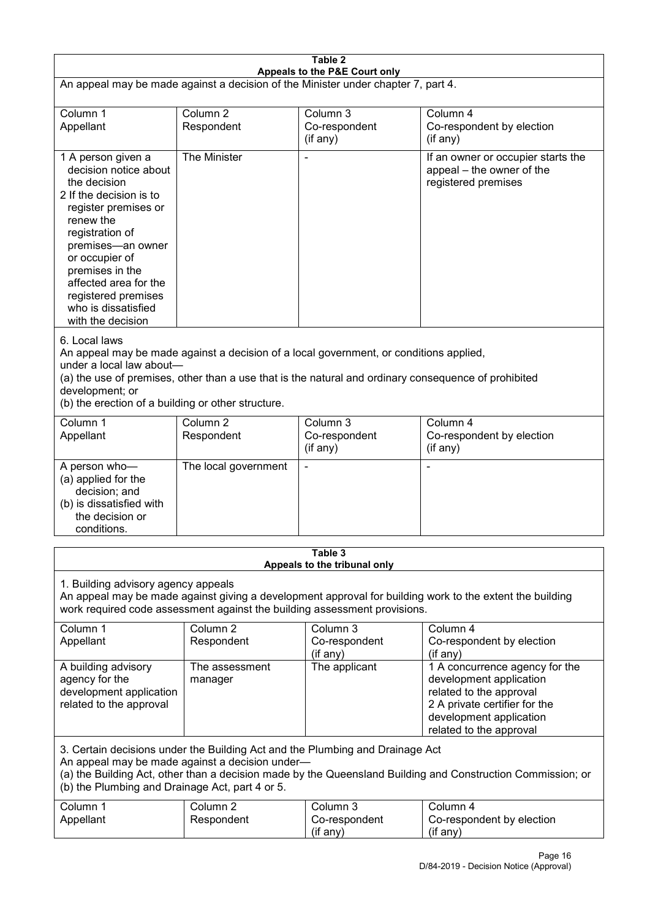**Table 2**
**Appeals to the P&E Court only**

An appeal may be made against a decision of the Minister under chapter 7, part 4.

| Column 1<br>Appellant | Column 2<br>Respondent | Column 3<br>Co-respondent<br>(if any) | Column 4<br>Co-respondent by election<br>(if any) |
|---|---|---|---|
| 1 A person given a decision notice about the decision<br>2 If the decision is to register premises or renew the registration of premises—an owner or occupier of premises in the affected area for the registered premises who is dissatisfied with the decision | The Minister | - | If an owner or occupier starts the appeal – the owner of the registered premises |

6. Local laws
An appeal may be made against a decision of a local government, or conditions applied, under a local law about—
(a) the use of premises, other than a use that is the natural and ordinary consequence of prohibited development; or
(b) the erection of a building or other structure.

| Column 1<br>Appellant | Column 2<br>Respondent | Column 3<br>Co-respondent<br>(if any) | Column 4<br>Co-respondent by election<br>(if any) |
|---|---|---|---|
| A person who—<br>(a) applied for the decision; and<br>(b) is dissatisfied with the decision or conditions. | The local government | - | - |

**Table 3**
**Appeals to the tribunal only**

1. Building advisory agency appeals
An appeal may be made against giving a development approval for building work to the extent the building work required code assessment against the building assessment provisions.

| Column 1<br>Appellant | Column 2<br>Respondent | Column 3<br>Co-respondent<br>(if any) | Column 4<br>Co-respondent by election<br>(if any) |
|---|---|---|---|
| A building advisory agency for the development application related to the approval | The assessment manager | The applicant | 1 A concurrence agency for the development application related to the approval<br>2 A private certifier for the development application related to the approval |

3. Certain decisions under the Building Act and the Plumbing and Drainage Act
An appeal may be made against a decision under—
(a) the Building Act, other than a decision made by the Queensland Building and Construction Commission; or
(b) the Plumbing and Drainage Act, part 4 or 5.

| Column 1<br>Appellant | Column 2<br>Respondent | Column 3<br>Co-respondent<br>(if any) | Column 4<br>Co-respondent by election<br>(if any) |
|---|---|---|---|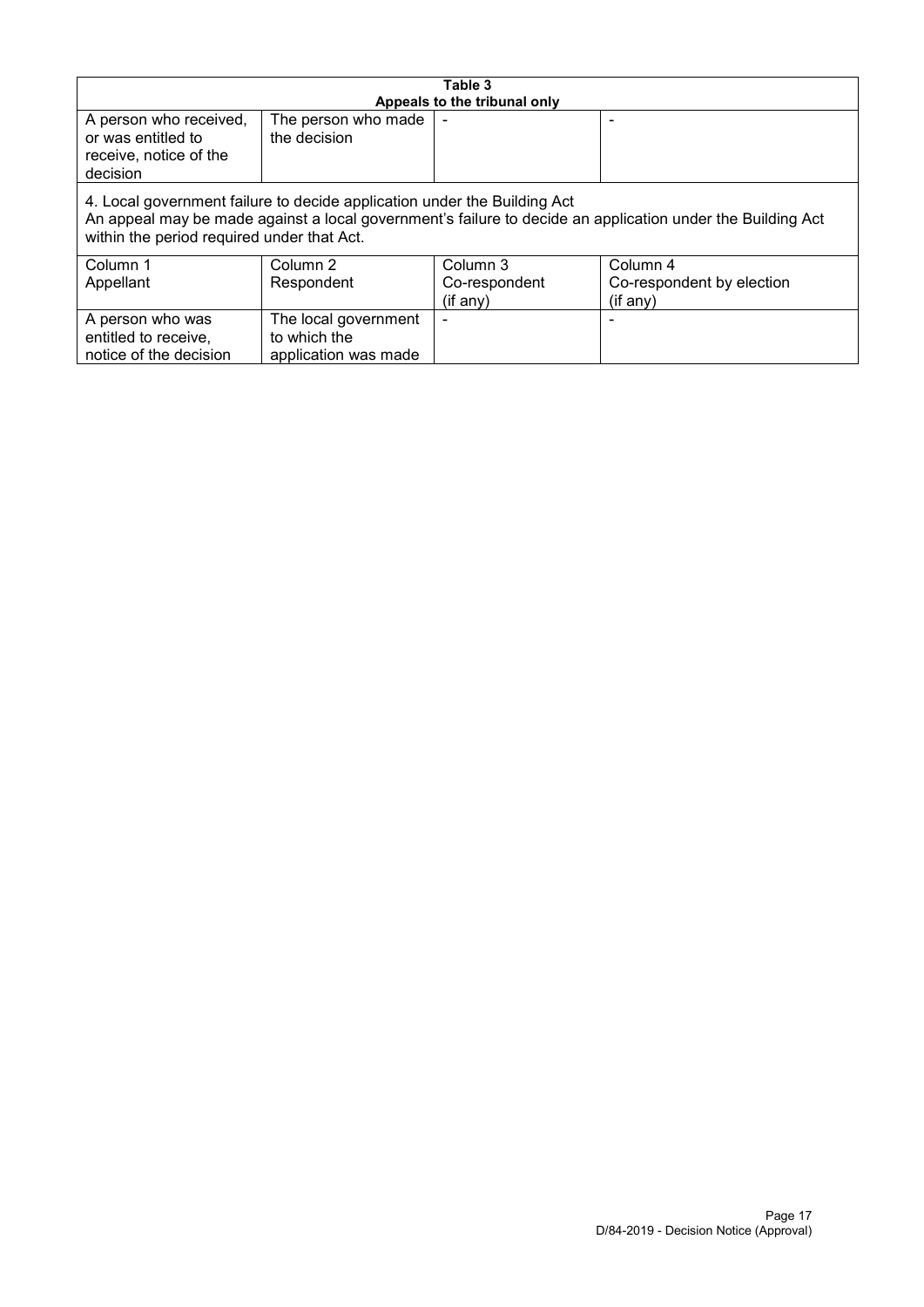**Table 3**
**Appeals to the tribunal only**

| | | | |
|---|---|---|---|
| A person who received, or was entitled to receive, notice of the decision | The person who made the decision | - | - |

4. Local government failure to decide application under the Building Act
An appeal may be made against a local government's failure to decide an application under the Building Act within the period required under that Act.

| Column 1<br>Appellant | Column 2<br>Respondent | Column 3<br>Co-respondent<br>(if any) | Column 4<br>Co-respondent by election<br>(if any) |
|---|---|---|---|
| A person who was entitled to receive, notice of the decision | The local government to which the application was made | - | - |